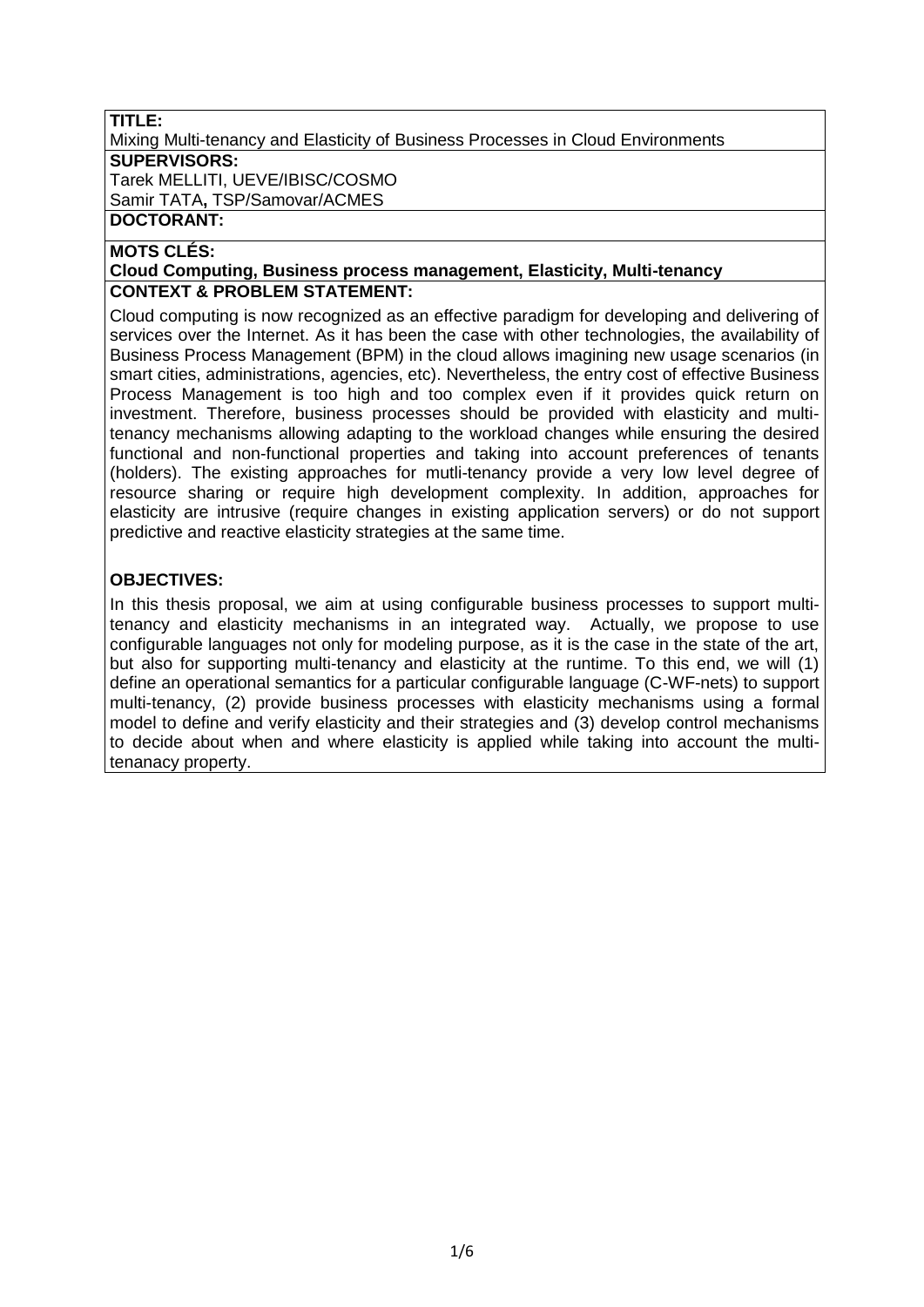**TITLE:**

Mixing Multi-tenancy and Elasticity of Business Processes in Cloud Environments

**SUPERVISORS:**

Tarek MELLITI, UEVE/IBISC/COSMO

Samir TATA**,** TSP/Samovar/ACMES

**DOCTORANT:**

**MOTS CLÉS:**

**Cloud Computing, Business process management, Elasticity, Multi-tenancy**

**CONTEXT & PROBLEM STATEMENT:**

Cloud computing is now recognized as an effective paradigm for developing and delivering of services over the Internet. As it has been the case with other technologies, the availability of Business Process Management (BPM) in the cloud allows imagining new usage scenarios (in smart cities, administrations, agencies, etc). Nevertheless, the entry cost of effective Business Process Management is too high and too complex even if it provides quick return on investment. Therefore, business processes should be provided with elasticity and multi-tenancy mechanisms allowing adapting to the workload changes while ensuring the desired functional and non-functional properties and taking into account preferences of tenants (holders). The existing approaches for mutli-tenancy provide a very low level degree of resource sharing or require high development complexity. In addition, approaches for elasticity are intrusive (require changes in existing application servers) or do not support predictive and reactive elasticity strategies at the same time.

**OBJECTIVES:**

In this thesis proposal, we aim at using configurable business processes to support multi-tenancy and elasticity mechanisms in an integrated way. Actually, we propose to use configurable languages not only for modeling purpose, as it is the case in the state of the art, but also for supporting multi-tenancy and elasticity at the runtime. To this end, we will (1) define an operational semantics for a particular configurable language (C-WF-nets) to support multi-tenancy, (2) provide business processes with elasticity mechanisms using a formal model to define and verify elasticity and their strategies and (3) develop control mechanisms to decide about when and where elasticity is applied while taking into account the multi-tenanacy property.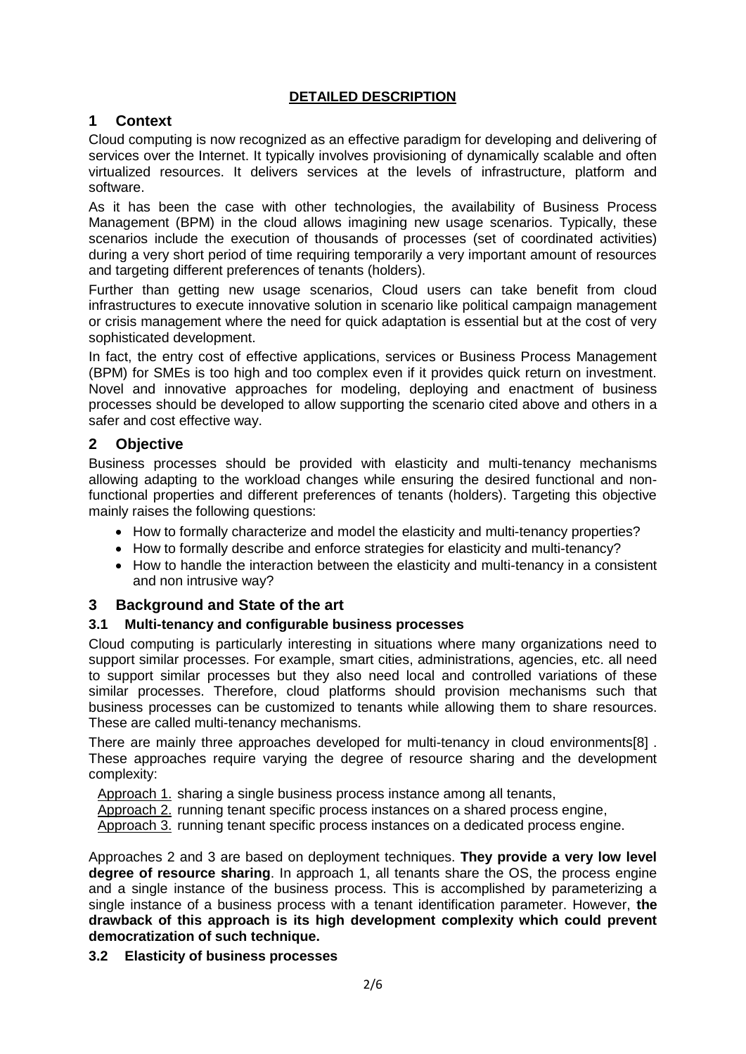**DETAILED DESCRIPTION**

# 1 Context

Cloud computing is now recognized as an effective paradigm for developing and delivering of services over the Internet. It typically involves provisioning of dynamically scalable and often virtualized resources. It delivers services at the levels of infrastructure, platform and software.

As it has been the case with other technologies, the availability of Business Process Management (BPM) in the cloud allows imagining new usage scenarios. Typically, these scenarios include the execution of thousands of processes (set of coordinated activities) during a very short period of time requiring temporarily a very important amount of resources and targeting different preferences of tenants (holders).

Further than getting new usage scenarios, Cloud users can take benefit from cloud infrastructures to execute innovative solution in scenario like political campaign management or crisis management where the need for quick adaptation is essential but at the cost of very sophisticated development.

In fact, the entry cost of effective applications, services or Business Process Management (BPM) for SMEs is too high and too complex even if it provides quick return on investment. Novel and innovative approaches for modeling, deploying and enactment of business processes should be developed to allow supporting the scenario cited above and others in a safer and cost effective way.

# 2 Objective

Business processes should be provided with elasticity and multi-tenancy mechanisms allowing adapting to the workload changes while ensuring the desired functional and non-functional properties and different preferences of tenants (holders). Targeting this objective mainly raises the following questions:

- How to formally characterize and model the elasticity and multi-tenancy properties?
- How to formally describe and enforce strategies for elasticity and multi-tenancy?
- How to handle the interaction between the elasticity and multi-tenancy in a consistent and non intrusive way?

# 3 Background and State of the art

## 3.1 Multi-tenancy and configurable business processes

Cloud computing is particularly interesting in situations where many organizations need to support similar processes. For example, smart cities, administrations, agencies, etc. all need to support similar processes but they also need local and controlled variations of these similar processes. Therefore, cloud platforms should provision mechanisms such that business processes can be customized to tenants while allowing them to share resources. These are called multi-tenancy mechanisms.

There are mainly three approaches developed for multi-tenancy in cloud environments[8] . These approaches require varying the degree of resource sharing and the development complexity:

Approach 1. sharing a single business process instance among all tenants,
Approach 2. running tenant specific process instances on a shared process engine,
Approach 3. running tenant specific process instances on a dedicated process engine.

Approaches 2 and 3 are based on deployment techniques. **They provide a very low level degree of resource sharing**. In approach 1, all tenants share the OS, the process engine and a single instance of the business process. This is accomplished by parameterizing a single instance of a business process with a tenant identification parameter. However, **the drawback of this approach is its high development complexity which could prevent democratization of such technique.**

## 3.2 Elasticity of business processes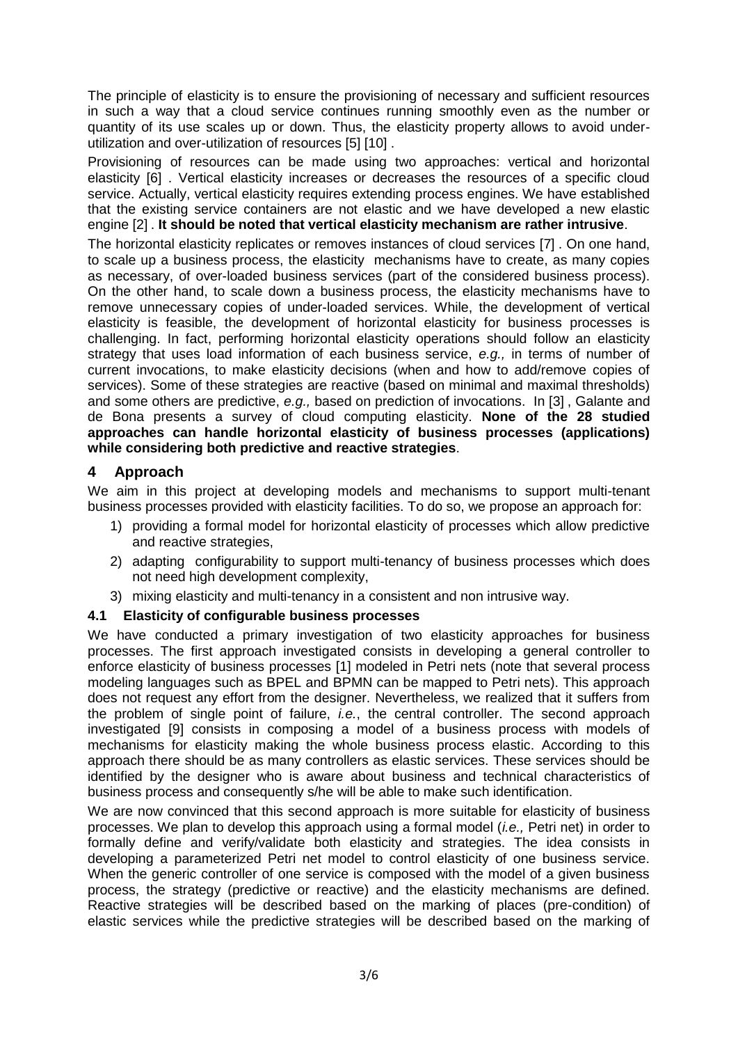The principle of elasticity is to ensure the provisioning of necessary and sufficient resources in such a way that a cloud service continues running smoothly even as the number or quantity of its use scales up or down. Thus, the elasticity property allows to avoid under-utilization and over-utilization of resources [5] [10] .

Provisioning of resources can be made using two approaches: vertical and horizontal elasticity [6] . Vertical elasticity increases or decreases the resources of a specific cloud service. Actually, vertical elasticity requires extending process engines. We have established that the existing service containers are not elastic and we have developed a new elastic engine [2] . **It should be noted that vertical elasticity mechanism are rather intrusive**.

The horizontal elasticity replicates or removes instances of cloud services [7] . On one hand, to scale up a business process, the elasticity mechanisms have to create, as many copies as necessary, of over-loaded business services (part of the considered business process). On the other hand, to scale down a business process, the elasticity mechanisms have to remove unnecessary copies of under-loaded services. While, the development of vertical elasticity is feasible, the development of horizontal elasticity for business processes is challenging. In fact, performing horizontal elasticity operations should follow an elasticity strategy that uses load information of each business service, *e.g.,* in terms of number of current invocations, to make elasticity decisions (when and how to add/remove copies of services). Some of these strategies are reactive (based on minimal and maximal thresholds) and some others are predictive, *e.g.,* based on prediction of invocations. In [3] , Galante and de Bona presents a survey of cloud computing elasticity. **None of the 28 studied approaches can handle horizontal elasticity of business processes (applications) while considering both predictive and reactive strategies**.

# 4 Approach

We aim in this project at developing models and mechanisms to support multi-tenant business processes provided with elasticity facilities. To do so, we propose an approach for:

1) providing a formal model for horizontal elasticity of processes which allow predictive and reactive strategies,
2) adapting configurability to support multi-tenancy of business processes which does not need high development complexity,
3) mixing elasticity and multi-tenancy in a consistent and non intrusive way.

## 4.1 Elasticity of configurable business processes

We have conducted a primary investigation of two elasticity approaches for business processes. The first approach investigated consists in developing a general controller to enforce elasticity of business processes [1] modeled in Petri nets (note that several process modeling languages such as BPEL and BPMN can be mapped to Petri nets). This approach does not request any effort from the designer. Nevertheless, we realized that it suffers from the problem of single point of failure, *i.e.*, the central controller. The second approach investigated [9] consists in composing a model of a business process with models of mechanisms for elasticity making the whole business process elastic. According to this approach there should be as many controllers as elastic services. These services should be identified by the designer who is aware about business and technical characteristics of business process and consequently s/he will be able to make such identification.

We are now convinced that this second approach is more suitable for elasticity of business processes. We plan to develop this approach using a formal model (*i.e.,* Petri net) in order to formally define and verify/validate both elasticity and strategies. The idea consists in developing a parameterized Petri net model to control elasticity of one business service. When the generic controller of one service is composed with the model of a given business process, the strategy (predictive or reactive) and the elasticity mechanisms are defined. Reactive strategies will be described based on the marking of places (pre-condition) of elastic services while the predictive strategies will be described based on the marking of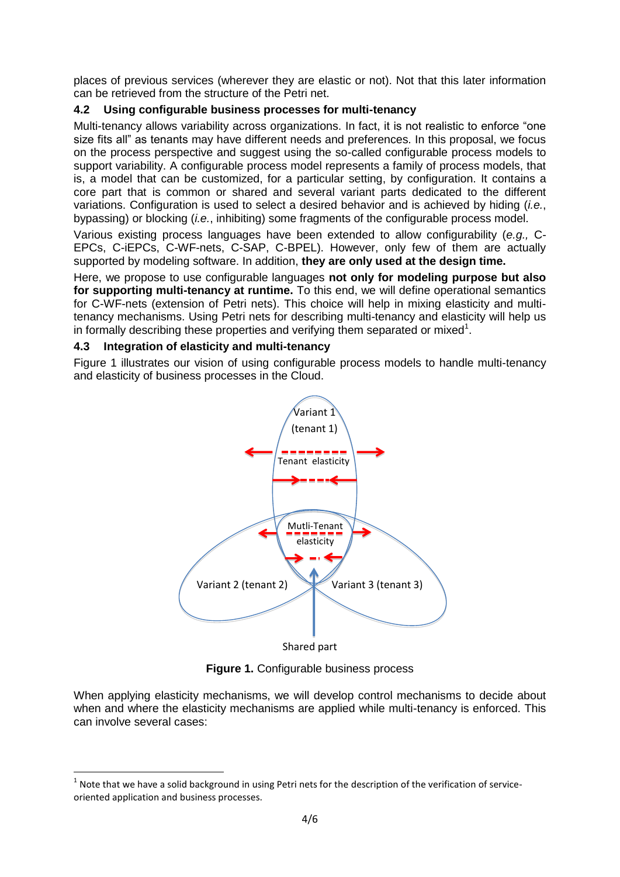places of previous services (wherever they are elastic or not). Not that this later information can be retrieved from the structure of the Petri net.

### 4.2 Using configurable business processes for multi-tenancy

Multi-tenancy allows variability across organizations. In fact, it is not realistic to enforce "one size fits all" as tenants may have different needs and preferences. In this proposal, we focus on the process perspective and suggest using the so-called configurable process models to support variability. A configurable process model represents a family of process models, that is, a model that can be customized, for a particular setting, by configuration. It contains a core part that is common or shared and several variant parts dedicated to the different variations. Configuration is used to select a desired behavior and is achieved by hiding (*i.e.*, bypassing) or blocking (*i.e.*, inhibiting) some fragments of the configurable process model.

Various existing process languages have been extended to allow configurability (*e.g.,* C-EPCs, C-iEPCs, C-WF-nets, C-SAP, C-BPEL). However, only few of them are actually supported by modeling software. In addition, **they are only used at the design time.**

Here, we propose to use configurable languages **not only for modeling purpose but also for supporting multi-tenancy at runtime.** To this end, we will define operational semantics for C-WF-nets (extension of Petri nets). This choice will help in mixing elasticity and multi-tenancy mechanisms. Using Petri nets for describing multi-tenancy and elasticity will help us in formally describing these properties and verifying them separated or mixed[1].

### 4.3 Integration of elasticity and multi-tenancy

Figure 1 illustrates our vision of using configurable process models to handle multi-tenancy and elasticity of business processes in the Cloud.

**Figure 1.** Configurable business process

When applying elasticity mechanisms, we will develop control mechanisms to decide about when and where the elasticity mechanisms are applied while multi-tenancy is enforced. This can involve several cases:

[1] Note that we have a solid background in using Petri nets for the description of the verification of service-oriented application and business processes.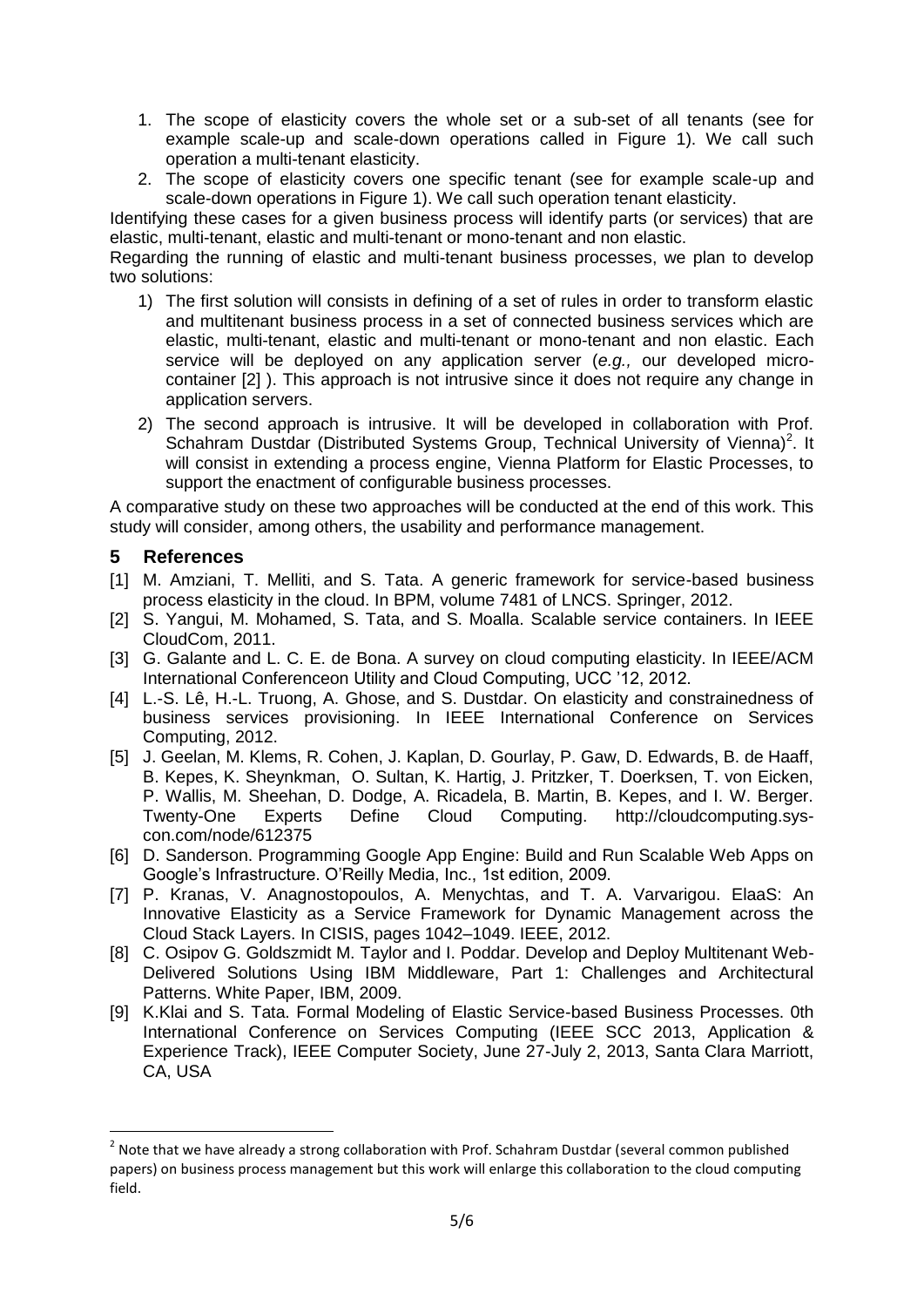1. The scope of elasticity covers the whole set or a sub-set of all tenants (see for example scale-up and scale-down operations called in Figure 1). We call such operation a multi-tenant elasticity.
2. The scope of elasticity covers one specific tenant (see for example scale-up and scale-down operations in Figure 1). We call such operation tenant elasticity.

Identifying these cases for a given business process will identify parts (or services) that are elastic, multi-tenant, elastic and multi-tenant or mono-tenant and non elastic.

Regarding the running of elastic and multi-tenant business processes, we plan to develop two solutions:

1) The first solution will consists in defining of a set of rules in order to transform elastic and multitenant business process in a set of connected business services which are elastic, multi-tenant, elastic and multi-tenant or mono-tenant and non elastic. Each service will be deployed on any application server (*e.g.,* our developed micro-container [2] ). This approach is not intrusive since it does not require any change in application servers.
2) The second approach is intrusive. It will be developed in collaboration with Prof. Schahram Dustdar (Distributed Systems Group, Technical University of Vienna)[2]. It will consist in extending a process engine, Vienna Platform for Elastic Processes, to support the enactment of configurable business processes.

A comparative study on these two approaches will be conducted at the end of this work. This study will consider, among others, the usability and performance management.

## 5 References

[1] M. Amziani, T. Melliti, and S. Tata. A generic framework for service-based business process elasticity in the cloud. In BPM, volume 7481 of LNCS. Springer, 2012.

[2] S. Yangui, M. Mohamed, S. Tata, and S. Moalla. Scalable service containers. In IEEE CloudCom, 2011.

[3] G. Galante and L. C. E. de Bona. A survey on cloud computing elasticity. In IEEE/ACM International Conferenceon Utility and Cloud Computing, UCC '12, 2012.

[4] L.-S. Lê, H.-L. Truong, A. Ghose, and S. Dustdar. On elasticity and constrainedness of business services provisioning. In IEEE International Conference on Services Computing, 2012.

[5] J. Geelan, M. Klems, R. Cohen, J. Kaplan, D. Gourlay, P. Gaw, D. Edwards, B. de Haaff, B. Kepes, K. Sheynkman, O. Sultan, K. Hartig, J. Pritzker, T. Doerksen, T. von Eicken, P. Wallis, M. Sheehan, D. Dodge, A. Ricadela, B. Martin, B. Kepes, and I. W. Berger. Twenty-One Experts Define Cloud Computing. http://cloudcomputing.sys-con.com/node/612375

[6] D. Sanderson. Programming Google App Engine: Build and Run Scalable Web Apps on Google's Infrastructure. O'Reilly Media, Inc., 1st edition, 2009.

[7] P. Kranas, V. Anagnostopoulos, A. Menychtas, and T. A. Varvarigou. ElaaS: An Innovative Elasticity as a Service Framework for Dynamic Management across the Cloud Stack Layers. In CISIS, pages 1042–1049. IEEE, 2012.

[8] C. Osipov G. Goldszmidt M. Taylor and I. Poddar. Develop and Deploy Multitenant Web-Delivered Solutions Using IBM Middleware, Part 1: Challenges and Architectural Patterns. White Paper, IBM, 2009.

[9] K.Klai and S. Tata. Formal Modeling of Elastic Service-based Business Processes. 0th International Conference on Services Computing (IEEE SCC 2013, Application & Experience Track), IEEE Computer Society, June 27-July 2, 2013, Santa Clara Marriott, CA, USA

---

[2] Note that we have already a strong collaboration with Prof. Schahram Dustdar (several common published papers) on business process management but this work will enlarge this collaboration to the cloud computing field.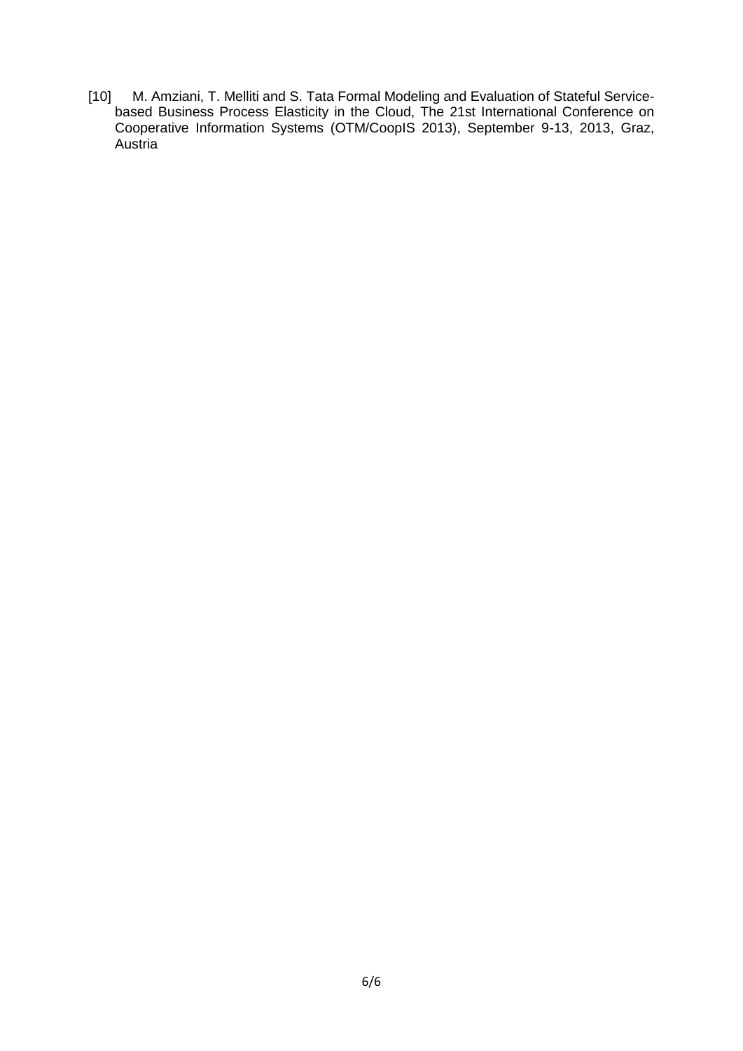[10] M. Amziani, T. Melliti and S. Tata Formal Modeling and Evaluation of Stateful Service-based Business Process Elasticity in the Cloud, The 21st International Conference on Cooperative Information Systems (OTM/CoopIS 2013), September 9-13, 2013, Graz, Austria